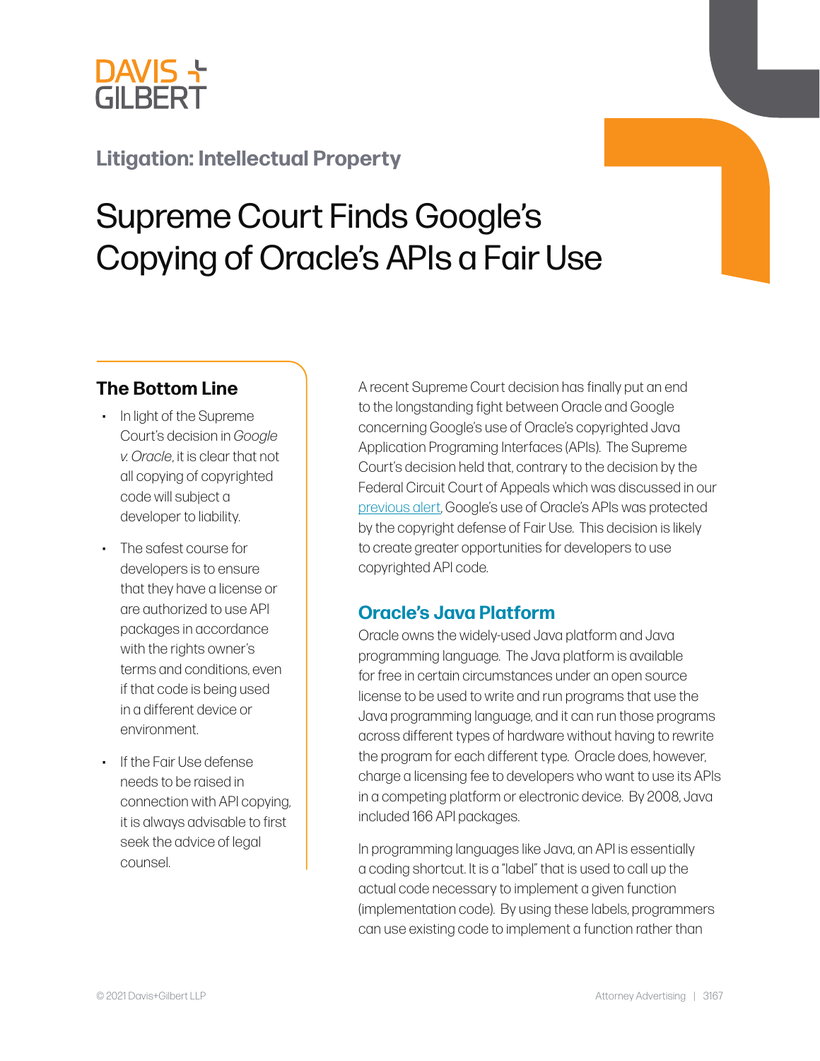DAVIS + GILBERT

## Litigation: Intellectual Property

# Supreme Court Finds Google's Copying of Oracle's APIs a Fair Use

### The Bottom Line

- In light of the Supreme Court's decision in *Google v. Oracle*, it is clear that not all copying of copyrighted code will subject a developer to liability.
- The safest course for developers is to ensure that they have a license or are authorized to use API packages in accordance with the rights owner's terms and conditions, even if that code is being used in a different device or environment.
- If the Fair Use defense needs to be raised in connection with API copying, it is always advisable to first seek the advice of legal counsel.

A recent Supreme Court decision has finally put an end to the longstanding fight between Oracle and Google concerning Google's use of Oracle's copyrighted Java Application Programing Interfaces (APIs). The Supreme Court's decision held that, contrary to the decision by the Federal Circuit Court of Appeals which was discussed in our previous alert, Google's use of Oracle's APIs was protected by the copyright defense of Fair Use. This decision is likely to create greater opportunities for developers to use copyrighted API code.

## Oracle's Java Platform

Oracle owns the widely-used Java platform and Java programming language. The Java platform is available for free in certain circumstances under an open source license to be used to write and run programs that use the Java programming language, and it can run those programs across different types of hardware without having to rewrite the program for each different type. Oracle does, however, charge a licensing fee to developers who want to use its APIs in a competing platform or electronic device. By 2008, Java included 166 API packages.

In programming languages like Java, an API is essentially a coding shortcut. It is a "label" that is used to call up the actual code necessary to implement a given function (implementation code). By using these labels, programmers can use existing code to implement a function rather than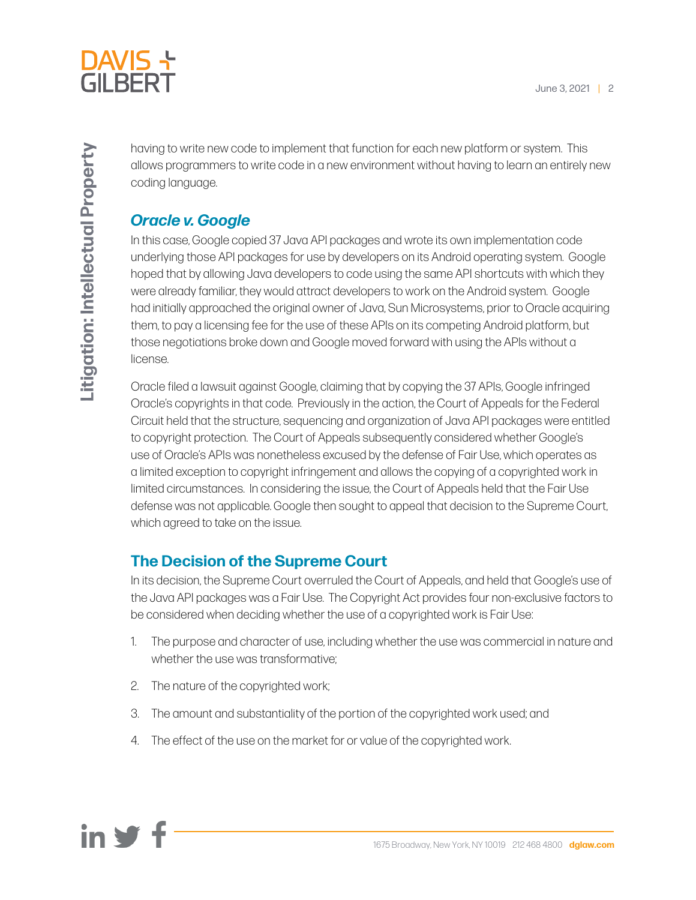having to write new code to implement that function for each new platform or system. This allows programmers to write code in a new environment without having to learn an entirely new coding language.

## *Oracle v. Google*

In this case, Google copied 37 Java API packages and wrote its own implementation code underlying those API packages for use by developers on its Android operating system. Google hoped that by allowing Java developers to code using the same API shortcuts with which they were already familiar, they would attract developers to work on the Android system. Google had initially approached the original owner of Java, Sun Microsystems, prior to Oracle acquiring them, to pay a licensing fee for the use of these APIs on its competing Android platform, but those negotiations broke down and Google moved forward with using the APIs without a license.

Oracle filed a lawsuit against Google, claiming that by copying the 37 APIs, Google infringed Oracle's copyrights in that code. Previously in the action, the Court of Appeals for the Federal Circuit held that the structure, sequencing and organization of Java API packages were entitled to copyright protection. The Court of Appeals subsequently considered whether Google's use of Oracle's APIs was nonetheless excused by the defense of Fair Use, which operates as a limited exception to copyright infringement and allows the copying of a copyrighted work in limited circumstances. In considering the issue, the Court of Appeals held that the Fair Use defense was not applicable. Google then sought to appeal that decision to the Supreme Court, which agreed to take on the issue.

## The Decision of the Supreme Court

In its decision, the Supreme Court overruled the Court of Appeals, and held that Google's use of the Java API packages was a Fair Use. The Copyright Act provides four non-exclusive factors to be considered when deciding whether the use of a copyrighted work is Fair Use:

1. The purpose and character of use, including whether the use was commercial in nature and whether the use was transformative;
2. The nature of the copyrighted work;
3. The amount and substantiality of the portion of the copyrighted work used; and
4. The effect of the use on the market for or value of the copyrighted work.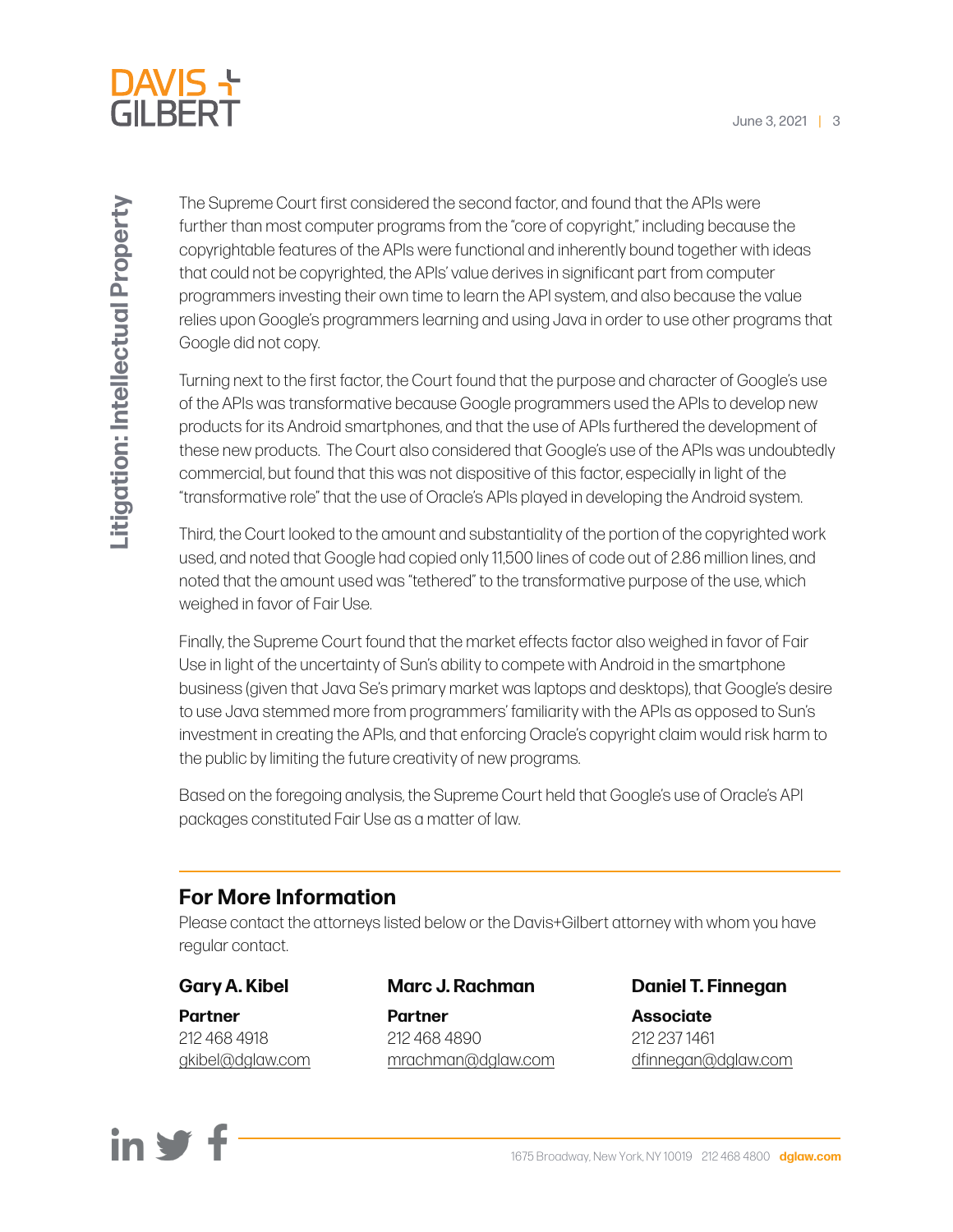The Supreme Court first considered the second factor, and found that the APIs were further than most computer programs from the "core of copyright," including because the copyrightable features of the APIs were functional and inherently bound together with ideas that could not be copyrighted, the APIs' value derives in significant part from computer programmers investing their own time to learn the API system, and also because the value relies upon Google's programmers learning and using Java in order to use other programs that Google did not copy.

Turning next to the first factor, the Court found that the purpose and character of Google's use of the APIs was transformative because Google programmers used the APIs to develop new products for its Android smartphones, and that the use of APIs furthered the development of these new products. The Court also considered that Google's use of the APIs was undoubtedly commercial, but found that this was not dispositive of this factor, especially in light of the "transformative role" that the use of Oracle's APIs played in developing the Android system.

Third, the Court looked to the amount and substantiality of the portion of the copyrighted work used, and noted that Google had copied only 11,500 lines of code out of 2.86 million lines, and noted that the amount used was "tethered" to the transformative purpose of the use, which weighed in favor of Fair Use.

Finally, the Supreme Court found that the market effects factor also weighed in favor of Fair Use in light of the uncertainty of Sun's ability to compete with Android in the smartphone business (given that Java Se's primary market was laptops and desktops), that Google's desire to use Java stemmed more from programmers' familiarity with the APIs as opposed to Sun's investment in creating the APIs, and that enforcing Oracle's copyright claim would risk harm to the public by limiting the future creativity of new programs.

Based on the foregoing analysis, the Supreme Court held that Google's use of Oracle's API packages constituted Fair Use as a matter of law.

## For More Information

Please contact the attorneys listed below or the Davis+Gilbert attorney with whom you have regular contact.

**Gary A. Kibel**
**Partner**
212 468 4918
gkibel@dglaw.com

**Marc J. Rachman**
**Partner**
212 468 4890
mrachman@dglaw.com

**Daniel T. Finnegan**
**Associate**
212 237 1461
dfinnegan@dglaw.com

1675 Broadway, New York, NY 10019 212 468 4800 **dglaw.com**